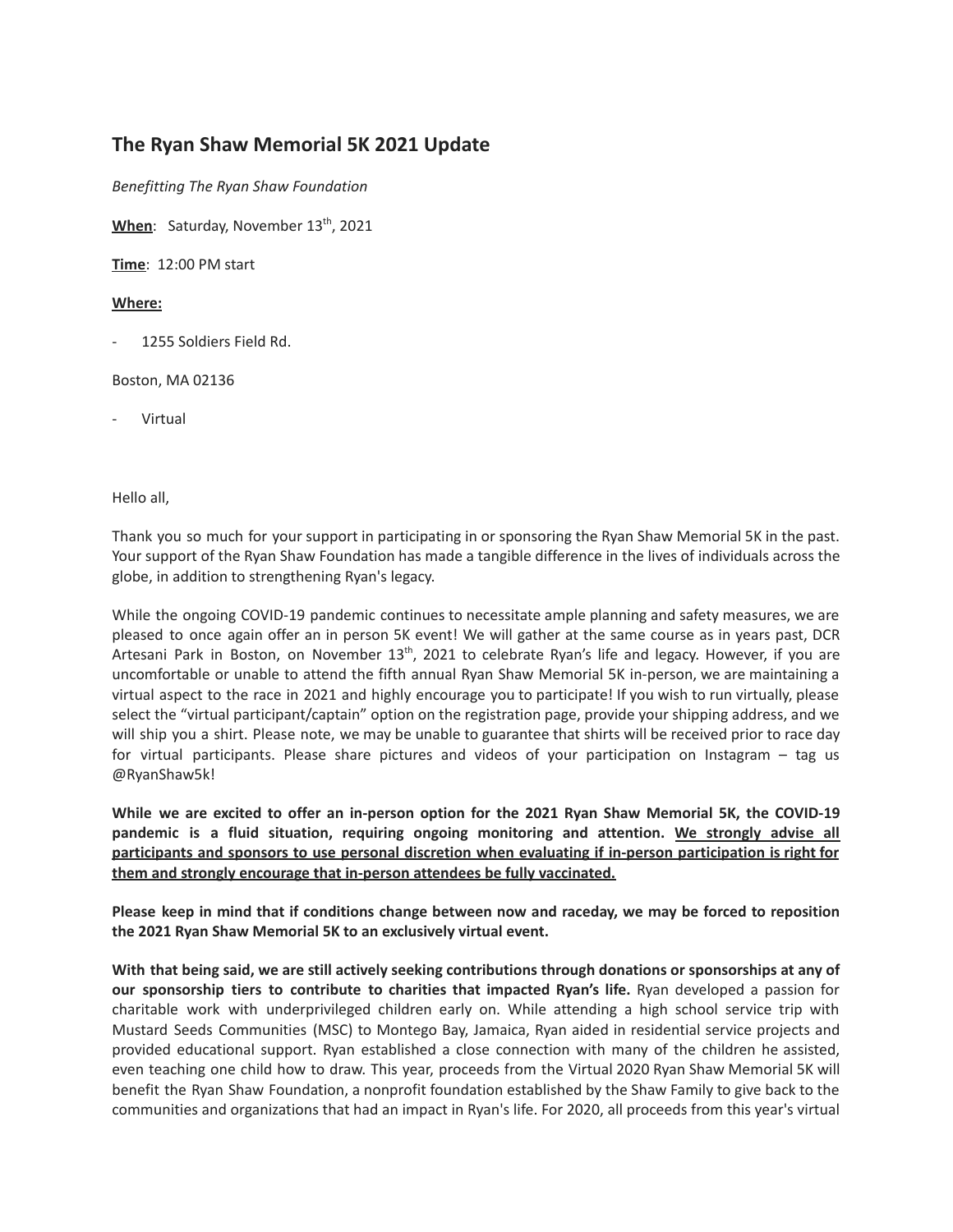## The Ryan Shaw Memorial 5K 2021 Update

*Benefitting The Ryan Shaw Foundation*

**When**: Saturday, November 13th, 2021

**Time**: 12:00 PM start

**Where:**

- 1255 Soldiers Field Rd.

Boston, MA 02136

- Virtual

Hello all,

Thank you so much for your support in participating in or sponsoring the Ryan Shaw Memorial 5K in the past. Your support of the Ryan Shaw Foundation has made a tangible difference in the lives of individuals across the globe, in addition to strengthening Ryan's legacy.

While the ongoing COVID-19 pandemic continues to necessitate ample planning and safety measures, we are pleased to once again offer an in person 5K event! We will gather at the same course as in years past, DCR Artesani Park in Boston, on November 13th, 2021 to celebrate Ryan's life and legacy. However, if you are uncomfortable or unable to attend the fifth annual Ryan Shaw Memorial 5K in-person, we are maintaining a virtual aspect to the race in 2021 and highly encourage you to participate! If you wish to run virtually, please select the "virtual participant/captain" option on the registration page, provide your shipping address, and we will ship you a shirt. Please note, we may be unable to guarantee that shirts will be received prior to race day for virtual participants. Please share pictures and videos of your participation on Instagram – tag us @RyanShaw5k!

**While we are excited to offer an in-person option for the 2021 Ryan Shaw Memorial 5K, the COVID-19 pandemic is a fluid situation, requiring ongoing monitoring and attention. We strongly advise all participants and sponsors to use personal discretion when evaluating if in-person participation is right for them and strongly encourage that in-person attendees be fully vaccinated.**

**Please keep in mind that if conditions change between now and raceday, we may be forced to reposition the 2021 Ryan Shaw Memorial 5K to an exclusively virtual event.**

**With that being said, we are still actively seeking contributions through donations or sponsorships at any of our sponsorship tiers to contribute to charities that impacted Ryan's life.** Ryan developed a passion for charitable work with underprivileged children early on. While attending a high school service trip with Mustard Seeds Communities (MSC) to Montego Bay, Jamaica, Ryan aided in residential service projects and provided educational support. Ryan established a close connection with many of the children he assisted, even teaching one child how to draw. This year, proceeds from the Virtual 2020 Ryan Shaw Memorial 5K will benefit the Ryan Shaw Foundation, a nonprofit foundation established by the Shaw Family to give back to the communities and organizations that had an impact in Ryan's life. For 2020, all proceeds from this year's virtual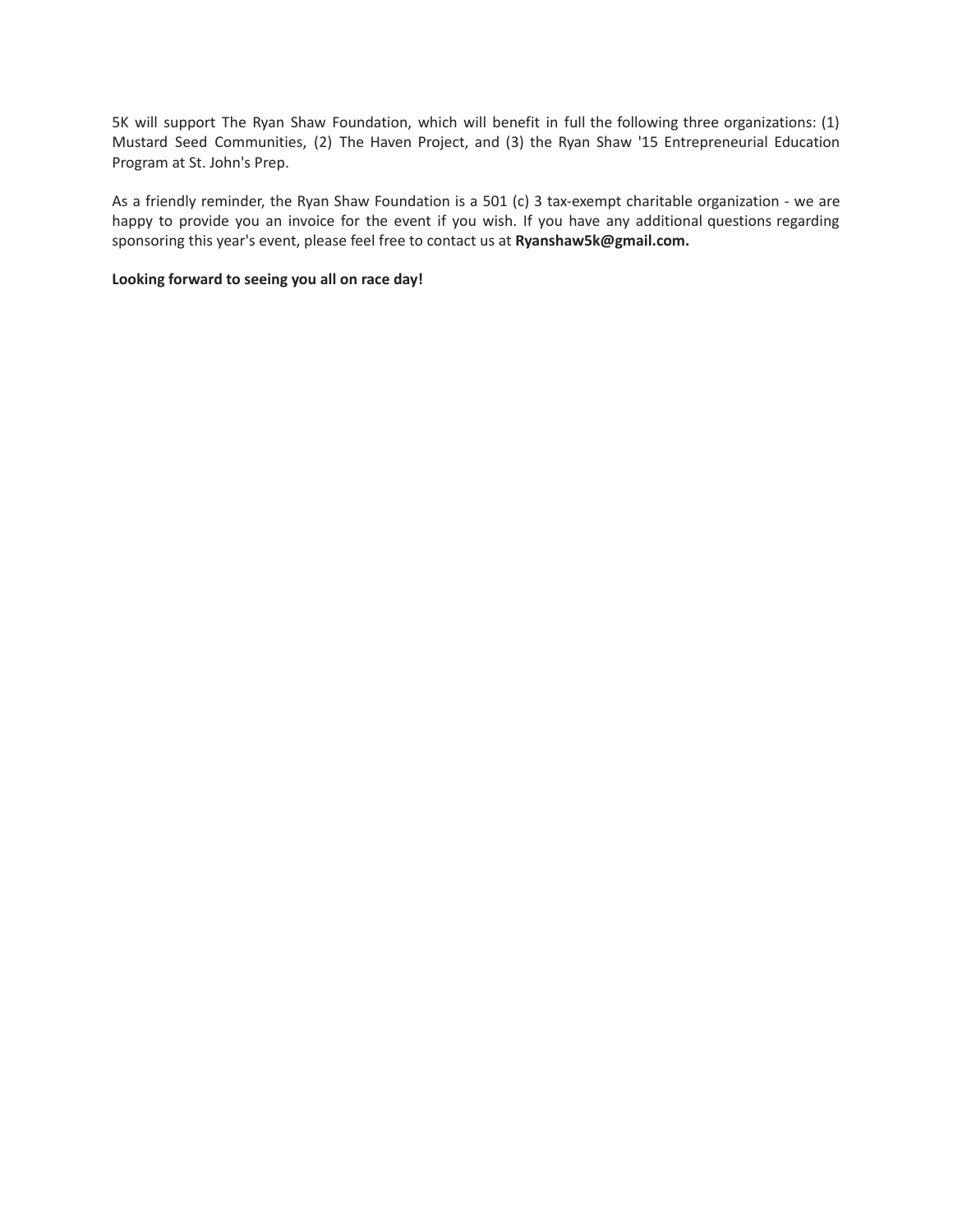5K will support The Ryan Shaw Foundation, which will benefit in full the following three organizations: (1) Mustard Seed Communities, (2) The Haven Project, and (3) the Ryan Shaw '15 Entrepreneurial Education Program at St. John's Prep.

As a friendly reminder, the Ryan Shaw Foundation is a 501 (c) 3 tax-exempt charitable organization - we are happy to provide you an invoice for the event if you wish. If you have any additional questions regarding sponsoring this year's event, please feel free to contact us at **Ryanshaw5k@gmail.com.**

**Looking forward to seeing you all on race day!**